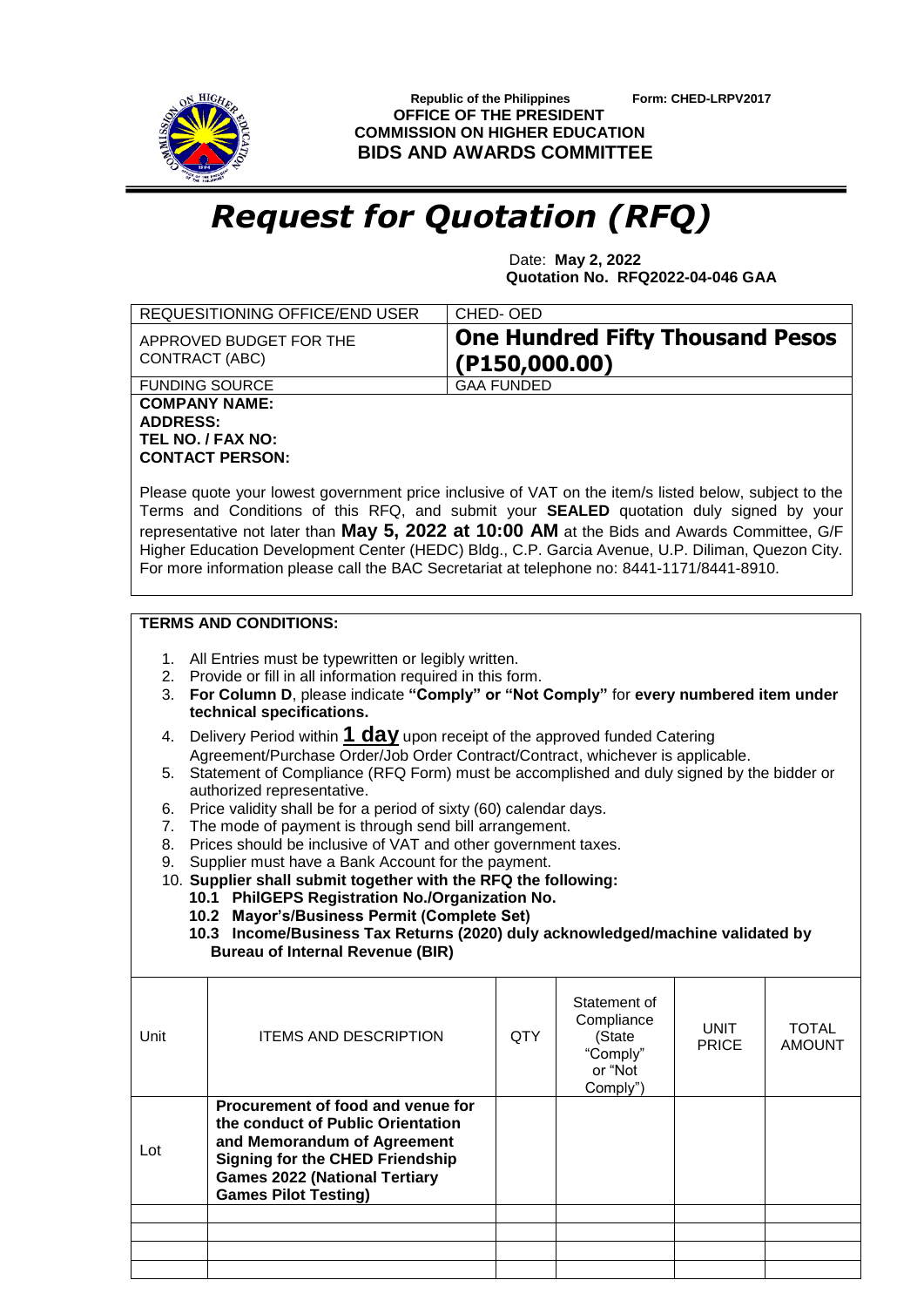Republic of the Philippines
OFFICE OF THE PRESIDENT
COMMISSION ON HIGHER EDUCATION
BIDS AND AWARDS COMMITTEE

Form: CHED-LRPV2017

# *Request for Quotation (RFQ)*

Date: **May 2, 2022**
**Quotation No. RFQ2022-04-046 GAA**

| | |
|---|---|
| REQUESITIONING OFFICE/END USER | CHED- OED |
| APPROVED BUDGET FOR THE CONTRACT (ABC) | **One Hundred Fifty Thousand Pesos (P150,000.00)** |
| FUNDING SOURCE | GAA FUNDED |

**COMPANY NAME:**
**ADDRESS:**
**TEL NO. / FAX NO:**
**CONTACT PERSON:**

Please quote your lowest government price inclusive of VAT on the item/s listed below, subject to the Terms and Conditions of this RFQ, and submit your **SEALED** quotation duly signed by your representative not later than **May 5, 2022 at 10:00 AM** at the Bids and Awards Committee, G/F Higher Education Development Center (HEDC) Bldg., C.P. Garcia Avenue, U.P. Diliman, Quezon City. For more information please call the BAC Secretariat at telephone no: 8441-1171/8441-8910.

**TERMS AND CONDITIONS:**

1. All Entries must be typewritten or legibly written.
2. Provide or fill in all information required in this form.
3. **For Column D**, please indicate **"Comply" or "Not Comply"** for **every numbered item under technical specifications.**
4. Delivery Period within **1 day** upon receipt of the approved funded Catering Agreement/Purchase Order/Job Order Contract/Contract, whichever is applicable.
5. Statement of Compliance (RFQ Form) must be accomplished and duly signed by the bidder or authorized representative.
6. Price validity shall be for a period of sixty (60) calendar days.
7. The mode of payment is through send bill arrangement.
8. Prices should be inclusive of VAT and other government taxes.
9. Supplier must have a Bank Account for the payment.
10. **Supplier shall submit together with the RFQ the following:**
    - **10.1 PhilGEPS Registration No./Organization No.**
    - **10.2 Mayor's/Business Permit (Complete Set)**
    - **10.3 Income/Business Tax Returns (2020) duly acknowledged/machine validated by Bureau of Internal Revenue (BIR)**

| Unit | ITEMS AND DESCRIPTION | QTY | Statement of Compliance (State "Comply" or "Not Comply") | UNIT PRICE | TOTAL AMOUNT |
|---|---|---|---|---|---|
| Lot | **Procurement of food and venue for the conduct of Public Orientation and Memorandum of Agreement Signing for the CHED Friendship Games 2022 (National Tertiary Games Pilot Testing)** | | | | |
| | | | | | |
| | | | | | |
| | | | | | |
| | | | | | |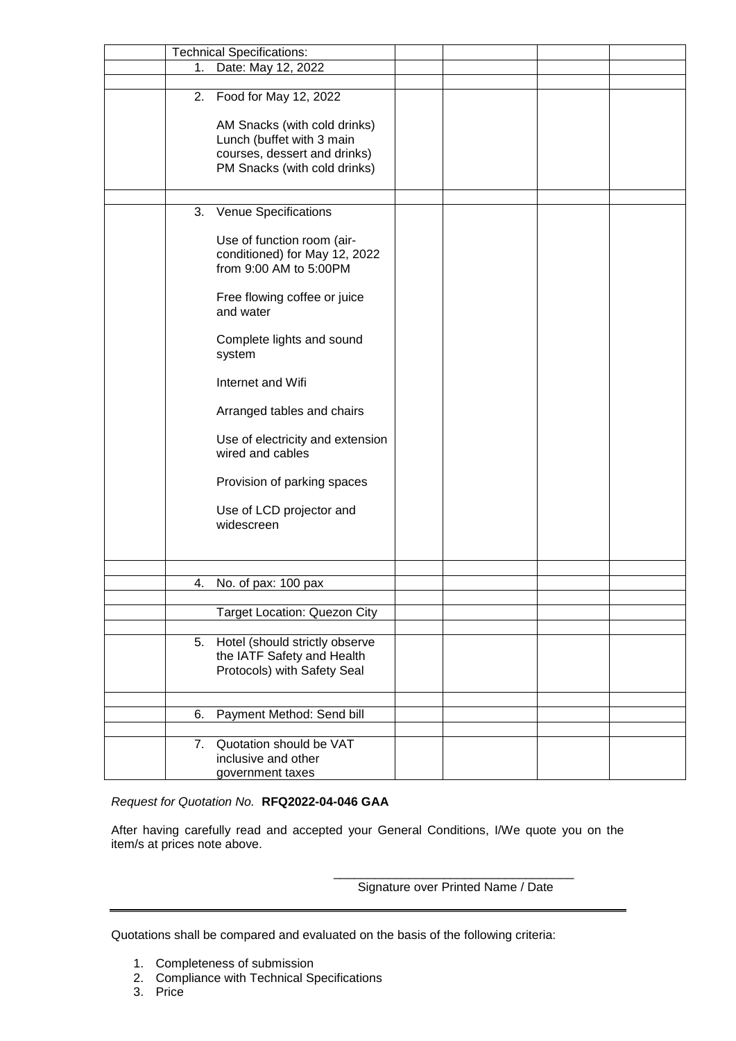| | | | | | |
|---|---|---|---|---|---|
| | Technical Specifications: | | | | |
| | 1. Date: May 12, 2022 | | | | |
| | | | | | |
| | 2. Food for May 12, 2022<br><br>AM Snacks (with cold drinks)<br>Lunch (buffet with 3 main courses, dessert and drinks)<br>PM Snacks (with cold drinks) | | | | |
| | | | | | |
| | 3. Venue Specifications<br><br>Use of function room (air-conditioned) for May 12, 2022 from 9:00 AM to 5:00PM<br><br>Free flowing coffee or juice and water<br><br>Complete lights and sound system<br><br>Internet and Wifi<br><br>Arranged tables and chairs<br><br>Use of electricity and extension wired and cables<br><br>Provision of parking spaces<br><br>Use of LCD projector and widescreen | | | | |
| | | | | | |
| | 4. No. of pax: 100 pax | | | | |
| | | | | | |
| | Target Location: Quezon City | | | | |
| | | | | | |
| | 5. Hotel (should strictly observe the IATF Safety and Health Protocols) with Safety Seal | | | | |
| | | | | | |
| | 6. Payment Method: Send bill | | | | |
| | | | | | |
| | 7. Quotation should be VAT inclusive and other government taxes | | | | |

*Request for Quotation No.* **RFQ2022-04-046 GAA**

After having carefully read and accepted your General Conditions, I/We quote you on the item/s at prices note above.

\_\_\_\_\_\_\_\_\_\_\_\_\_\_\_\_\_\_\_\_\_\_\_\_\_\_\_\_\_\_\_\_\_\_\_\_

Signature over Printed Name / Date

---

Quotations shall be compared and evaluated on the basis of the following criteria:

1. Completeness of submission
2. Compliance with Technical Specifications
3. Price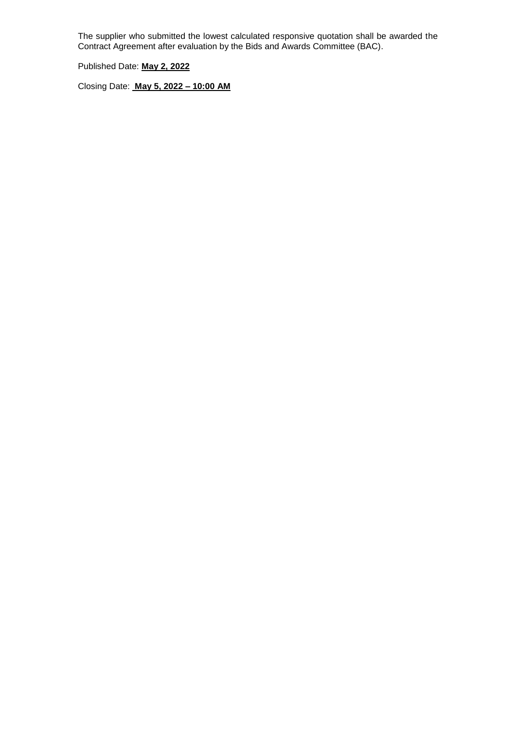The supplier who submitted the lowest calculated responsive quotation shall be awarded the Contract Agreement after evaluation by the Bids and Awards Committee (BAC).

Published Date: **May 2, 2022**

Closing Date: **May 5, 2022 – 10:00 AM**